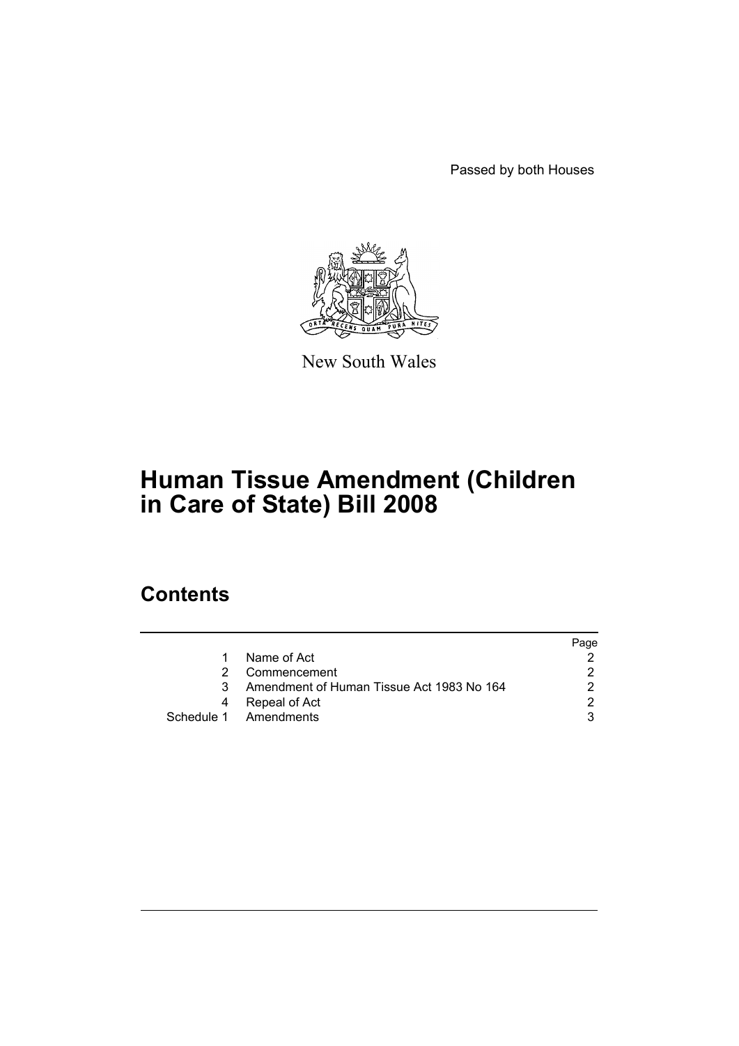Passed by both Houses

New South Wales

# Human Tissue Amendment (Children in Care of State) Bill 2008

## Contents

| | | Page |
|---|---|---|
| 1 | Name of Act | 2 |
| 2 | Commencement | 2 |
| 3 | Amendment of Human Tissue Act 1983 No 164 | 2 |
| 4 | Repeal of Act | 2 |
| Schedule 1 | Amendments | 3 |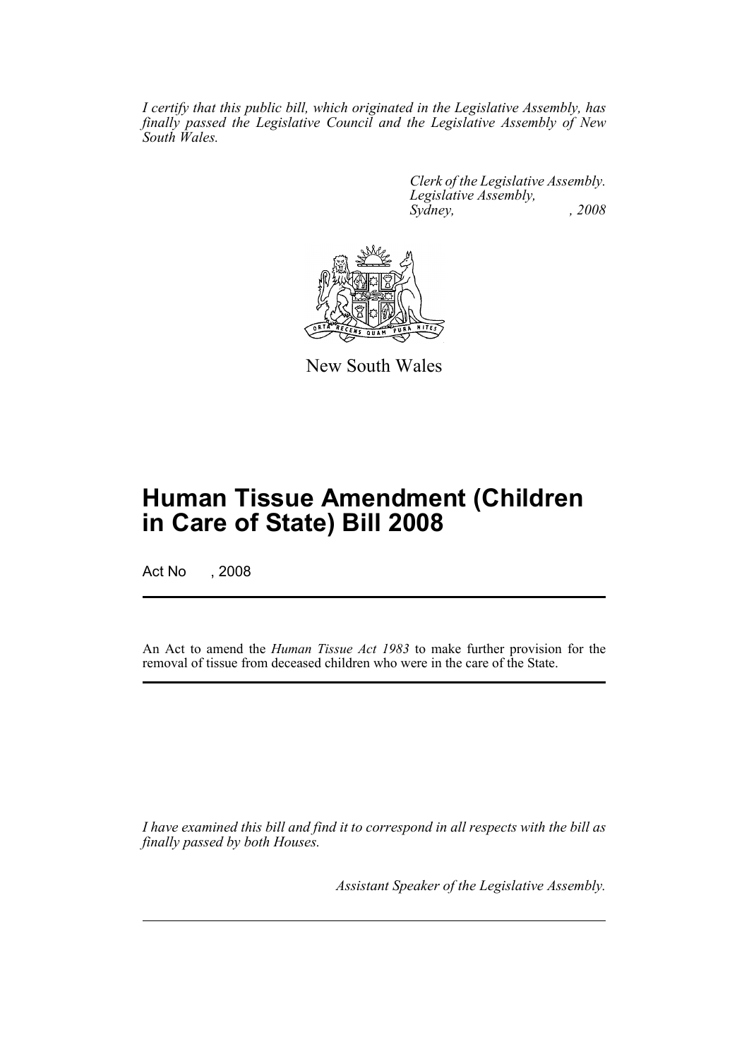*I certify that this public bill, which originated in the Legislative Assembly, has finally passed the Legislative Council and the Legislative Assembly of New South Wales.*

*Clerk of the Legislative Assembly.*
*Legislative Assembly,*
*Sydney, , 2008*

New South Wales

# Human Tissue Amendment (Children in Care of State) Bill 2008

Act No , 2008

An Act to amend the *Human Tissue Act 1983* to make further provision for the removal of tissue from deceased children who were in the care of the State.

*I have examined this bill and find it to correspond in all respects with the bill as finally passed by both Houses.*

*Assistant Speaker of the Legislative Assembly.*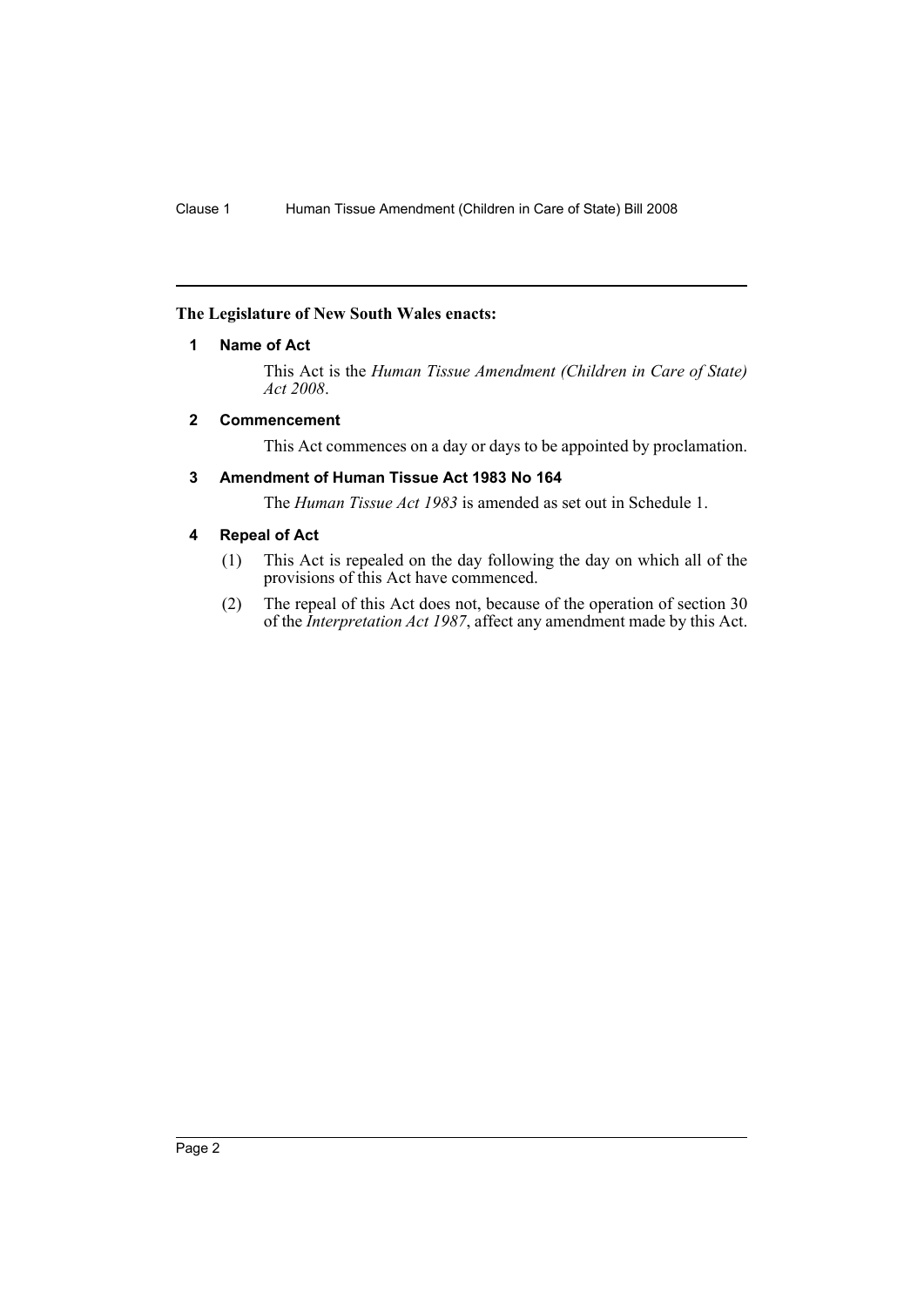**The Legislature of New South Wales enacts:**

### 1 Name of Act

This Act is the *Human Tissue Amendment (Children in Care of State) Act 2008*.

### 2 Commencement

This Act commences on a day or days to be appointed by proclamation.

### 3 Amendment of Human Tissue Act 1983 No 164

The *Human Tissue Act 1983* is amended as set out in Schedule 1.

### 4 Repeal of Act

(1) This Act is repealed on the day following the day on which all of the provisions of this Act have commenced.

(2) The repeal of this Act does not, because of the operation of section 30 of the *Interpretation Act 1987*, affect any amendment made by this Act.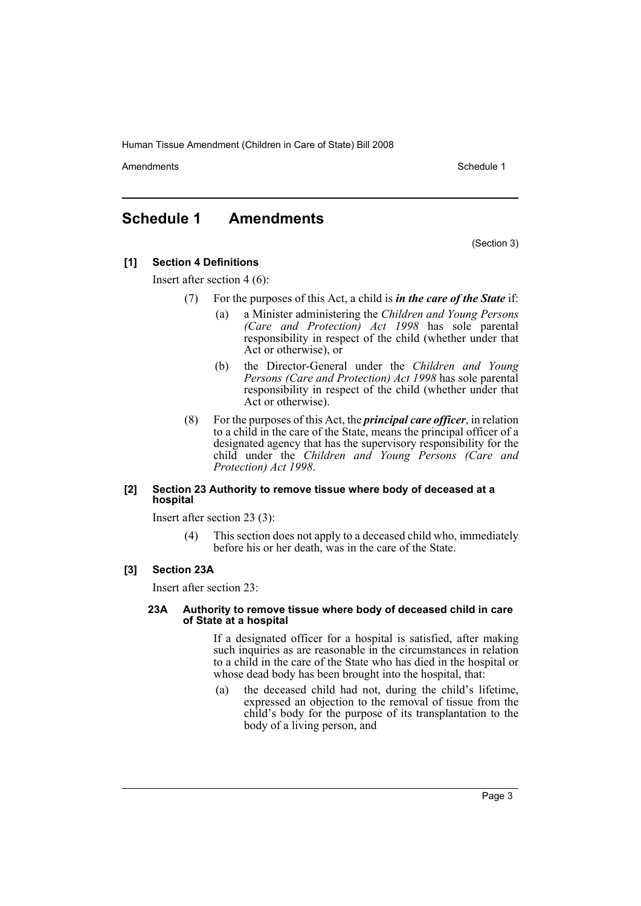# Schedule 1 Amendments

(Section 3)

**[1] Section 4 Definitions**

Insert after section 4 (6):

(7) For the purposes of this Act, a child is ***in the care of the State*** if:

(a) a Minister administering the *Children and Young Persons (Care and Protection) Act 1998* has sole parental responsibility in respect of the child (whether under that Act or otherwise), or

(b) the Director-General under the *Children and Young Persons (Care and Protection) Act 1998* has sole parental responsibility in respect of the child (whether under that Act or otherwise).

(8) For the purposes of this Act, the ***principal care officer***, in relation to a child in the care of the State, means the principal officer of a designated agency that has the supervisory responsibility for the child under the *Children and Young Persons (Care and Protection) Act 1998*.

**[2] Section 23 Authority to remove tissue where body of deceased at a hospital**

Insert after section 23 (3):

(4) This section does not apply to a deceased child who, immediately before his or her death, was in the care of the State.

**[3] Section 23A**

Insert after section 23:

**23A Authority to remove tissue where body of deceased child in care of State at a hospital**

If a designated officer for a hospital is satisfied, after making such inquiries as are reasonable in the circumstances in relation to a child in the care of the State who has died in the hospital or whose dead body has been brought into the hospital, that:

(a) the deceased child had not, during the child's lifetime, expressed an objection to the removal of tissue from the child's body for the purpose of its transplantation to the body of a living person, and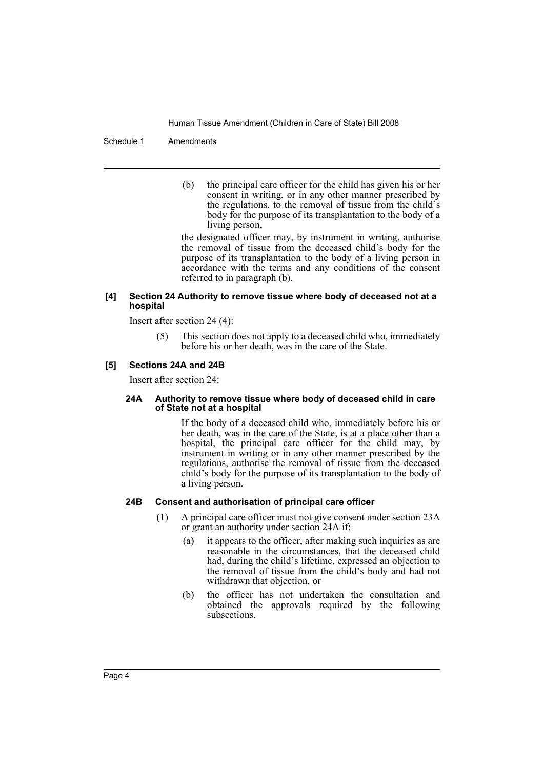(b) the principal care officer for the child has given his or her consent in writing, or in any other manner prescribed by the regulations, to the removal of tissue from the child's body for the purpose of its transplantation to the body of a living person,

the designated officer may, by instrument in writing, authorise the removal of tissue from the deceased child's body for the purpose of its transplantation to the body of a living person in accordance with the terms and any conditions of the consent referred to in paragraph (b).

#### [4] Section 24 Authority to remove tissue where body of deceased not at a hospital

Insert after section 24 (4):

(5) This section does not apply to a deceased child who, immediately before his or her death, was in the care of the State.

#### [5] Sections 24A and 24B

Insert after section 24:

##### 24A Authority to remove tissue where body of deceased child in care of State not at a hospital

If the body of a deceased child who, immediately before his or her death, was in the care of the State, is at a place other than a hospital, the principal care officer for the child may, by instrument in writing or in any other manner prescribed by the regulations, authorise the removal of tissue from the deceased child's body for the purpose of its transplantation to the body of a living person.

##### 24B Consent and authorisation of principal care officer

(1) A principal care officer must not give consent under section 23A or grant an authority under section 24A if:

(a) it appears to the officer, after making such inquiries as are reasonable in the circumstances, that the deceased child had, during the child's lifetime, expressed an objection to the removal of tissue from the child's body and had not withdrawn that objection, or

(b) the officer has not undertaken the consultation and obtained the approvals required by the following subsections.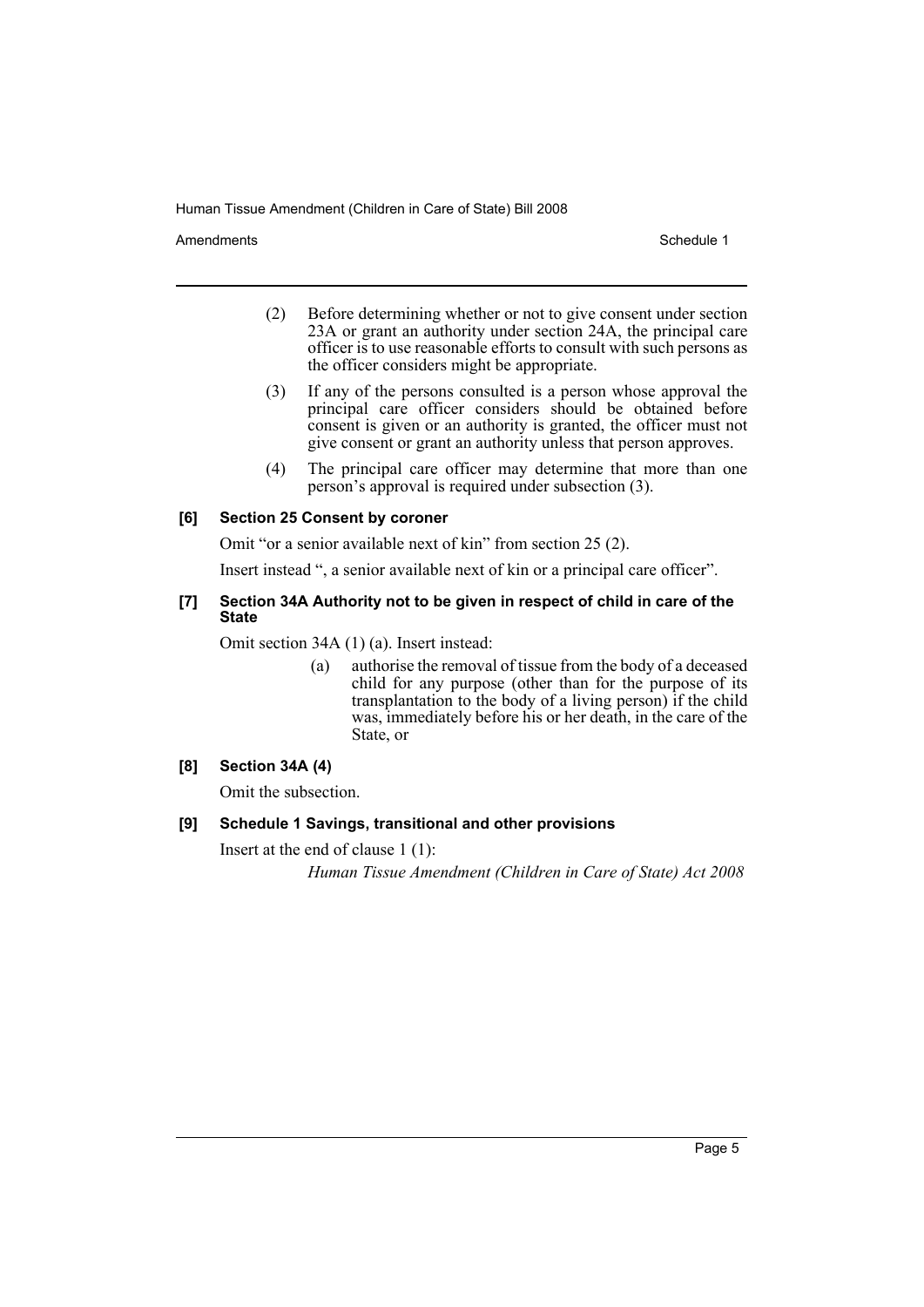(2) Before determining whether or not to give consent under section 23A or grant an authority under section 24A, the principal care officer is to use reasonable efforts to consult with such persons as the officer considers might be appropriate.

(3) If any of the persons consulted is a person whose approval the principal care officer considers should be obtained before consent is given or an authority is granted, the officer must not give consent or grant an authority unless that person approves.

(4) The principal care officer may determine that more than one person's approval is required under subsection (3).

### [6] Section 25 Consent by coroner

Omit "or a senior available next of kin" from section 25 (2).

Insert instead ", a senior available next of kin or a principal care officer".

### [7] Section 34A Authority not to be given in respect of child in care of the State

Omit section 34A (1) (a). Insert instead:

(a) authorise the removal of tissue from the body of a deceased child for any purpose (other than for the purpose of its transplantation to the body of a living person) if the child was, immediately before his or her death, in the care of the State, or

### [8] Section 34A (4)

Omit the subsection.

### [9] Schedule 1 Savings, transitional and other provisions

Insert at the end of clause 1 (1):

*Human Tissue Amendment (Children in Care of State) Act 2008*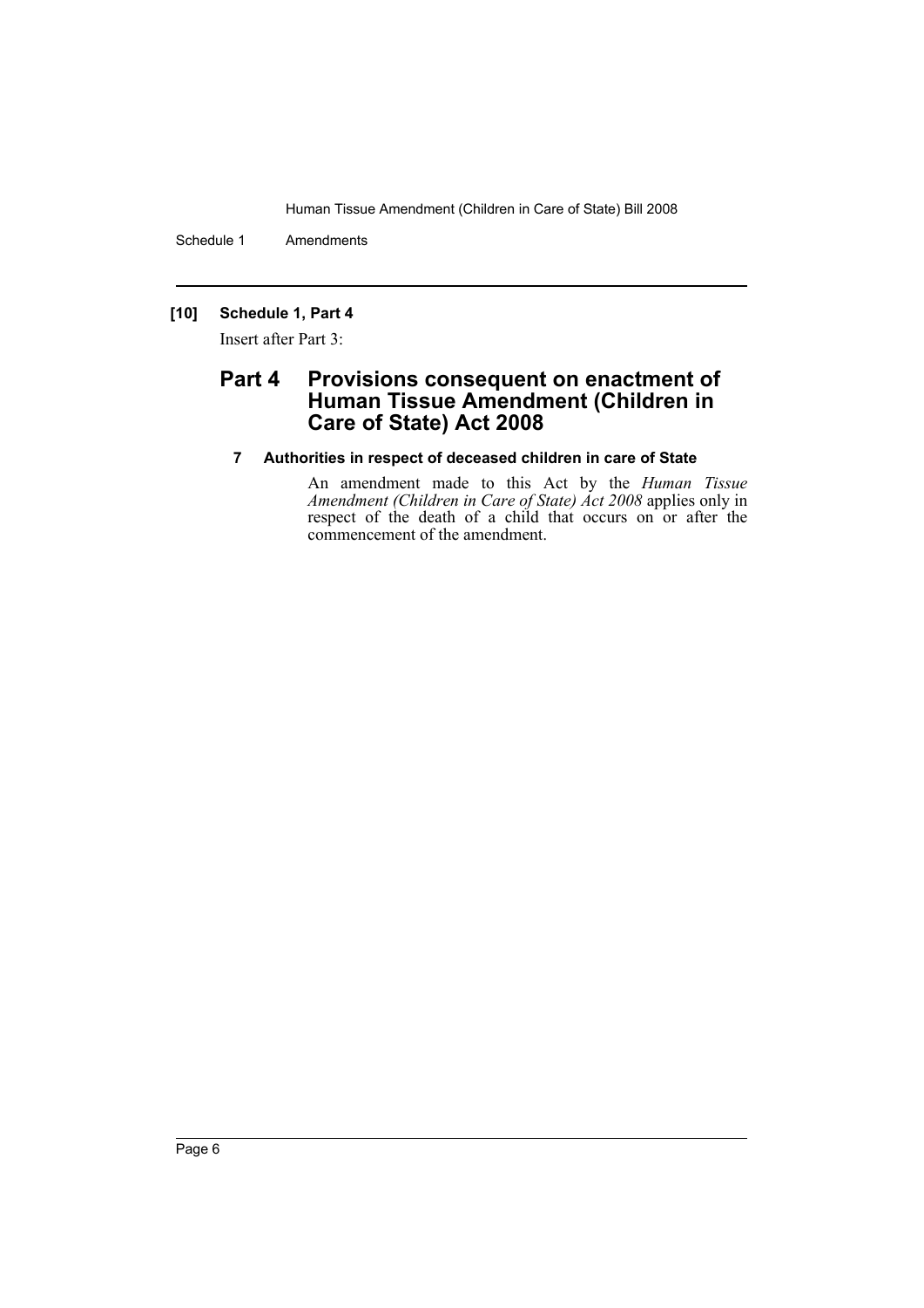**[10] Schedule 1, Part 4**

Insert after Part 3:

## Part 4 Provisions consequent on enactment of Human Tissue Amendment (Children in Care of State) Act 2008

### 7 Authorities in respect of deceased children in care of State

An amendment made to this Act by the *Human Tissue Amendment (Children in Care of State) Act 2008* applies only in respect of the death of a child that occurs on or after the commencement of the amendment.